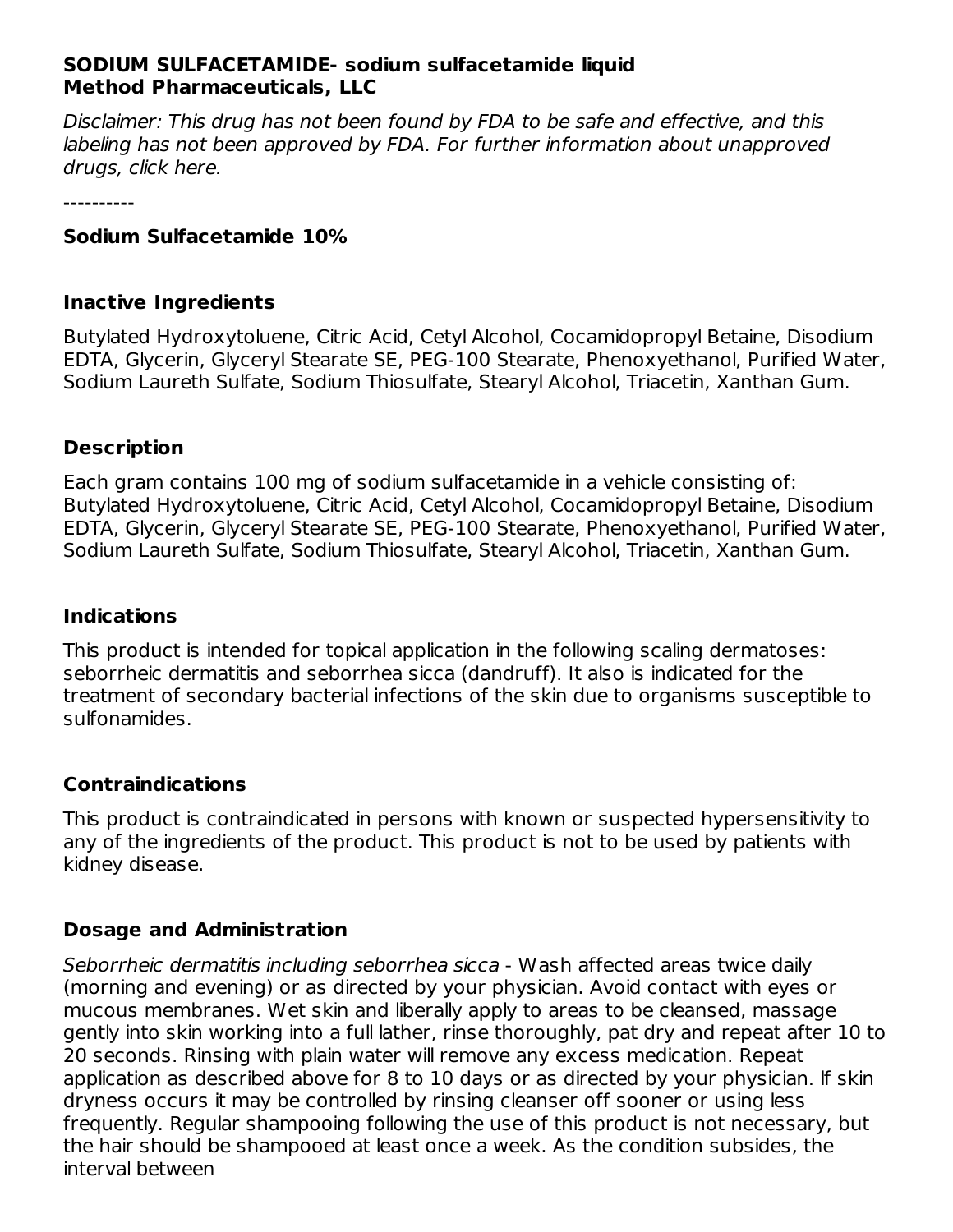**SODIUM SULFACETAMIDE- sodium sulfacetamide liquid**
**Method Pharmaceuticals, LLC**

*Disclaimer: This drug has not been found by FDA to be safe and effective, and this labeling has not been approved by FDA. For further information about unapproved drugs, click here.*

----------

### Sodium Sulfacetamide 10%

### Inactive Ingredients

Butylated Hydroxytoluene, Citric Acid, Cetyl Alcohol, Cocamidopropyl Betaine, Disodium EDTA, Glycerin, Glyceryl Stearate SE, PEG-100 Stearate, Phenoxyethanol, Purified Water, Sodium Laureth Sulfate, Sodium Thiosulfate, Stearyl Alcohol, Triacetin, Xanthan Gum.

### Description

Each gram contains 100 mg of sodium sulfacetamide in a vehicle consisting of: Butylated Hydroxytoluene, Citric Acid, Cetyl Alcohol, Cocamidopropyl Betaine, Disodium EDTA, Glycerin, Glyceryl Stearate SE, PEG-100 Stearate, Phenoxyethanol, Purified Water, Sodium Laureth Sulfate, Sodium Thiosulfate, Stearyl Alcohol, Triacetin, Xanthan Gum.

### Indications

This product is intended for topical application in the following scaling dermatoses: seborrheic dermatitis and seborrhea sicca (dandruff). It also is indicated for the treatment of secondary bacterial infections of the skin due to organisms susceptible to sulfonamides.

### Contraindications

This product is contraindicated in persons with known or suspected hypersensitivity to any of the ingredients of the product. This product is not to be used by patients with kidney disease.

### Dosage and Administration

*Seborrheic dermatitis including seborrhea sicca* - Wash affected areas twice daily (morning and evening) or as directed by your physician. Avoid contact with eyes or mucous membranes. Wet skin and liberally apply to areas to be cleansed, massage gently into skin working into a full lather, rinse thoroughly, pat dry and repeat after 10 to 20 seconds. Rinsing with plain water will remove any excess medication. Repeat application as described above for 8 to 10 days or as directed by your physician. If skin dryness occurs it may be controlled by rinsing cleanser off sooner or using less frequently. Regular shampooing following the use of this product is not necessary, but the hair should be shampooed at least once a week. As the condition subsides, the interval between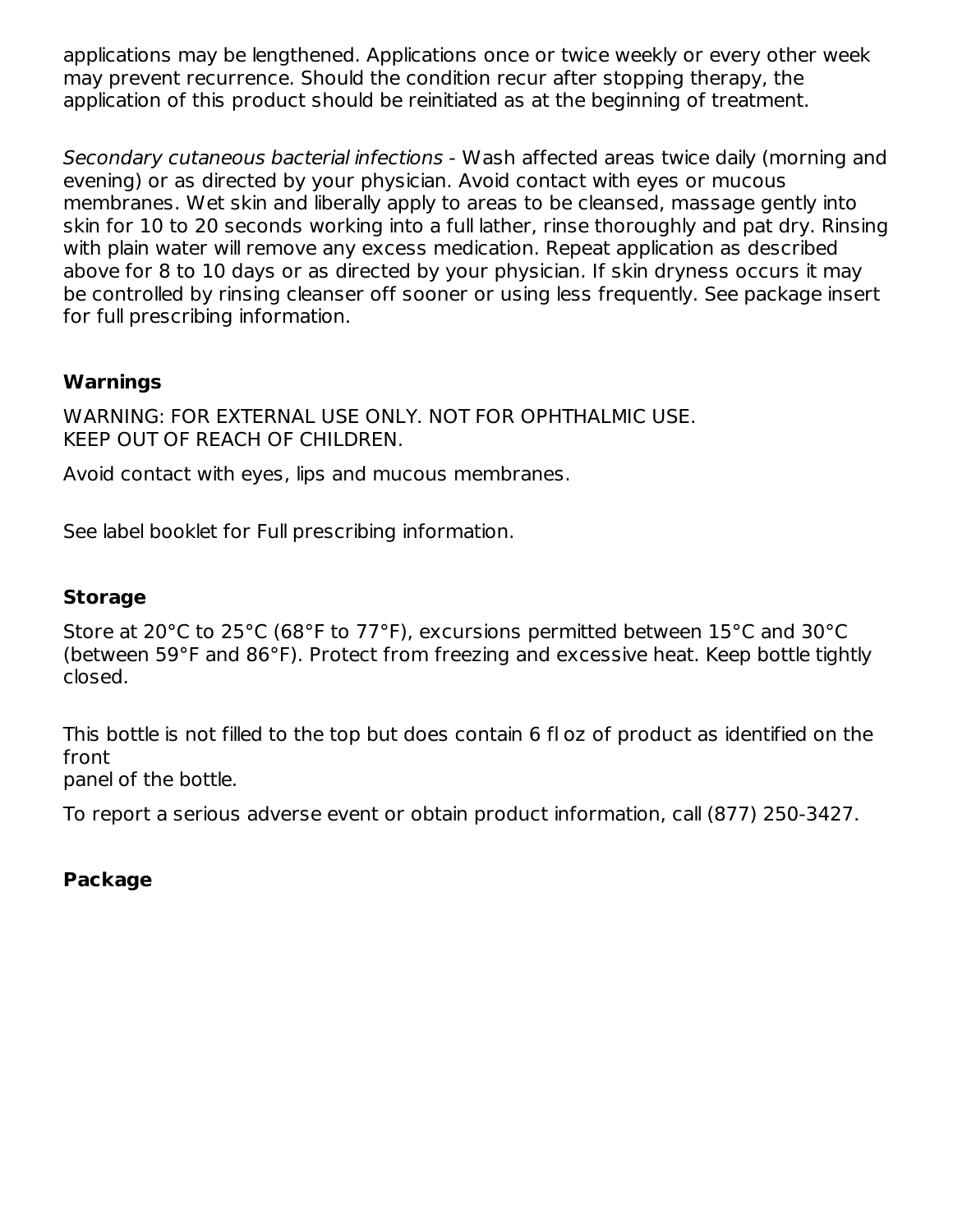applications may be lengthened. Applications once or twice weekly or every other week may prevent recurrence. Should the condition recur after stopping therapy, the application of this product should be reinitiated as at the beginning of treatment.

*Secondary cutaneous bacterial infections* - Wash affected areas twice daily (morning and evening) or as directed by your physician. Avoid contact with eyes or mucous membranes. Wet skin and liberally apply to areas to be cleansed, massage gently into skin for 10 to 20 seconds working into a full lather, rinse thoroughly and pat dry. Rinsing with plain water will remove any excess medication. Repeat application as described above for 8 to 10 days or as directed by your physician. If skin dryness occurs it may be controlled by rinsing cleanser off sooner or using less frequently. See package insert for full prescribing information.

## Warnings

WARNING: FOR EXTERNAL USE ONLY. NOT FOR OPHTHALMIC USE.
KEEP OUT OF REACH OF CHILDREN.

Avoid contact with eyes, lips and mucous membranes.

See label booklet for Full prescribing information.

## Storage

Store at 20°C to 25°C (68°F to 77°F), excursions permitted between 15°C and 30°C (between 59°F and 86°F). Protect from freezing and excessive heat. Keep bottle tightly closed.

This bottle is not filled to the top but does contain 6 fl oz of product as identified on the front
panel of the bottle.

To report a serious adverse event or obtain product information, call (877) 250-3427.

## Package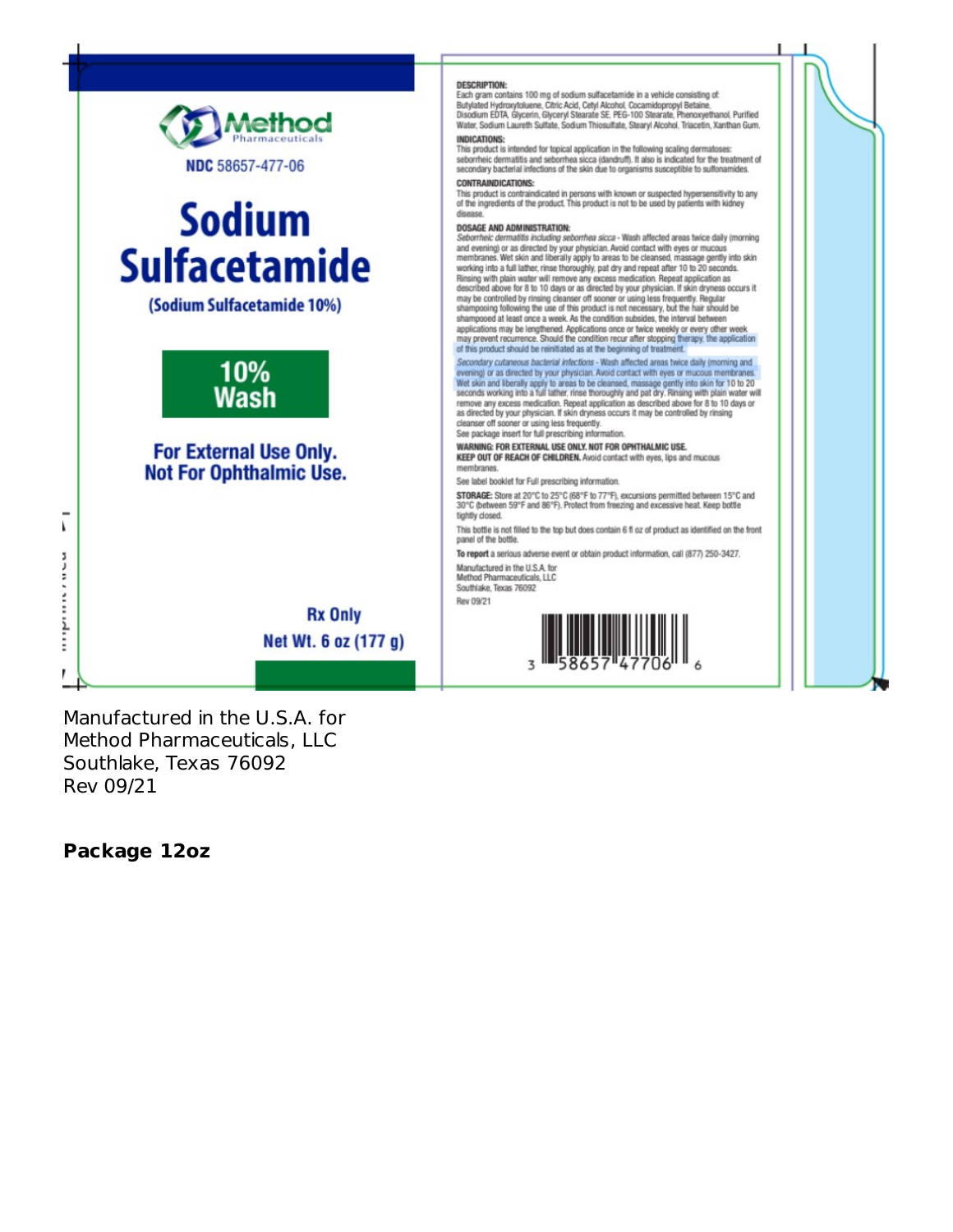Method Pharmaceuticals

NDC 58657-477-06

# Sodium Sulfacetamide

(Sodium Sulfacetamide 10%)

**10% Wash**

**For External Use Only. Not For Ophthalmic Use.**

**Rx Only**

**Net Wt. 6 oz (177 g)**

**DESCRIPTION:**
Each gram contains 100 mg of sodium sulfacetamide in a vehicle consisting of: Butylated Hydroxytoluene, Citric Acid, Cetyl Alcohol, Cocamidopropyl Betaine, Disodium EDTA, Glycerin, Glyceryl Stearate SE, PEG-100 Stearate, Phenoxyethanol, Purified Water, Sodium Laureth Sulfate, Sodium Thiosulfate, Stearyl Alcohol, Triacetin, Xanthan Gum.

**INDICATIONS:**
This product is intended for topical application in the following scaling dermatoses: seborrheic dermatitis and seborrhea sicca (dandruff). It also is indicated for the treatment of secondary bacterial infections of the skin due to organisms susceptible to sulfonamides.

**CONTRAINDICATIONS:**
This product is contraindicated in persons with known or suspected hypersensitivity to any of the ingredients of the product. This product is not to be used by patients with kidney disease.

**DOSAGE AND ADMINISTRATION:**
*Seborrheic dermatitis including seborrhea sicca* - Wash affected areas twice daily (morning and evening) or as directed by your physician. Avoid contact with eyes or mucous membranes. Wet skin and liberally apply to areas to be cleansed, massage gently into skin working into a full lather, rinse thoroughly, pat dry and repeat after 10 to 20 seconds. Rinsing with plain water will remove any excess medication. Repeat application as described above for 8 to 10 days or as directed by your physician. If skin dryness occurs it may be controlled by rinsing cleanser off sooner or using less frequently. Regular shampooing following the use of this product is not necessary, but the hair should be shampooed at least once a week. As the condition subsides, the interval between applications may be lengthened. Applications once or twice weekly or every other week may prevent recurrence. Should the condition recur after stopping therapy, the application of this product should be reinitiated as at the beginning of treatment.

*Secondary cutaneous bacterial infections* - Wash affected areas twice daily (morning and evening) or as directed by your physician. Avoid contact with eyes or mucous membranes. Wet skin and liberally apply to areas to be cleansed, massage gently into skin for 10 to 20 seconds working into a full lather, rinse thoroughly and pat dry. Rinsing with plain water will remove any excess medication. Repeat application as described above for 8 to 10 days or as directed by your physician. If skin dryness occurs it may be controlled by rinsing cleanser off sooner or using less frequently.
See package insert for full prescribing information.

**WARNING: FOR EXTERNAL USE ONLY. NOT FOR OPHTHALMIC USE.**
**KEEP OUT OF REACH OF CHILDREN.** Avoid contact with eyes, lips and mucous membranes.

See label booklet for Full prescribing information.

**STORAGE:** Store at 20°C to 25°C (68°F to 77°F), excursions permitted between 15°C and 30°C (between 59°F and 86°F). Protect from freezing and excessive heat. Keep bottle tightly closed.

This bottle is not filled to the top but does contain 6 fl oz of product as identified on the front panel of the bottle.

**To report** a serious adverse event or obtain product information, call (877) 250-3427.

Manufactured in the U.S.A. for
Method Pharmaceuticals, LLC
Southlake, Texas 76092
Rev 09/21

3 58657 47706 6

Manufactured in the U.S.A. for
Method Pharmaceuticals, LLC
Southlake, Texas 76092
Rev 09/21

**Package 12oz**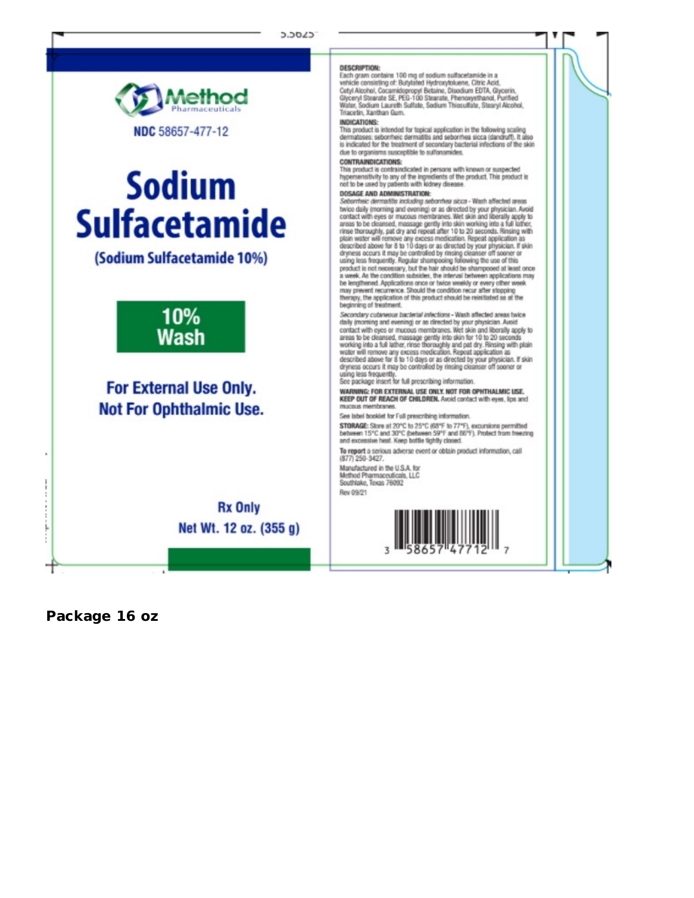5.5625"

Method Pharmaceuticals

NDC 58657-477-12

# Sodium Sulfacetamide

(Sodium Sulfacetamide 10%)

**10% Wash**

**For External Use Only. Not For Ophthalmic Use.**

**Rx Only**

**Net Wt. 12 oz. (355 g)**

**DESCRIPTION:**
Each gram contains 100 mg of sodium sulfacetamide in a vehicle consisting of: Butylated Hydroxytoluene, Citric Acid, Cetyl Alcohol, Cocamidopropyl Betaine, Disodium EDTA, Glycerin, Glyceryl Stearate SE, PEG-100 Stearate, Phenoxyethanol, Purified Water, Sodium Laureth Sulfate, Sodium Thiosulfate, Stearyl Alcohol, Triacetin, Xanthan Gum.

**INDICATIONS:**
This product is intended for topical application in the following scaling dermatoses: seborrheic dermatitis and seborrhea sicca (dandruff). It also is indicated for the treatment of secondary bacterial infections of the skin due to organisms susceptible to sulfonamides.

**CONTRAINDICATIONS:**
This product is contraindicated in persons with known or suspected hypersensitivity to any of the ingredients of the product. This product is not to be used by patients with kidney disease.

**DOSAGE AND ADMINISTRATION:**
*Seborrheic dermatitis including seborrhea sicca* - Wash affected areas twice daily (morning and evening) or as directed by your physician. Avoid contact with eyes or mucous membranes. Wet skin and liberally apply to areas to be cleansed, massage gently into skin working into a full lather, rinse thoroughly, pat dry and repeat after 10 to 20 seconds. Rinsing with plain water will remove any excess medication. Repeat application as described above for 8 to 10 days or as directed by your physician. If skin dryness occurs it may be controlled by rinsing cleanser off sooner or using less frequently. Regular shampooing following the use of this product is not necessary, but the hair should be shampooed at least once a week. As the condition subsides, the interval between applications may be lengthened. Applications once or twice weekly or every other week may prevent recurrence. Should the condition recur after stopping therapy, the application of this product should be reinitiated as at the beginning of treatment.

*Secondary cutaneous bacterial infections* - Wash affected areas twice daily (morning and evening) or as directed by your physician. Avoid contact with eyes or mucous membranes. Wet skin and liberally apply to areas to be cleansed, massage gently into skin for 10 to 20 seconds working into a full lather, rinse thoroughly and pat dry. Rinsing with plain water will remove any excess medication. Repeat application as described above for 8 to 10 days or as directed by your physician. If skin dryness occurs it may be controlled by rinsing cleanser off sooner or using less frequently.
See package insert for full prescribing information.

**WARNING: FOR EXTERNAL USE ONLY. NOT FOR OPHTHALMIC USE. KEEP OUT OF REACH OF CHILDREN.** Avoid contact with eyes, lips and mucous membranes.

See label booklet for Full prescribing information.

**STORAGE:** Store at 20°C to 25°C (68°F to 77°F), excursions permitted between 15°C and 30°C (between 59°F and 86°F). Protect from freezing and excessive heat. Keep bottle tightly closed.

**To report** a serious adverse event or obtain product information, call (877) 250-3427.

Manufactured in the U.S.A. for
Method Pharmaceuticals, LLC
Southlake, Texas 76092
Rev 09/21

3 58657 47712 7

**Package 16 oz**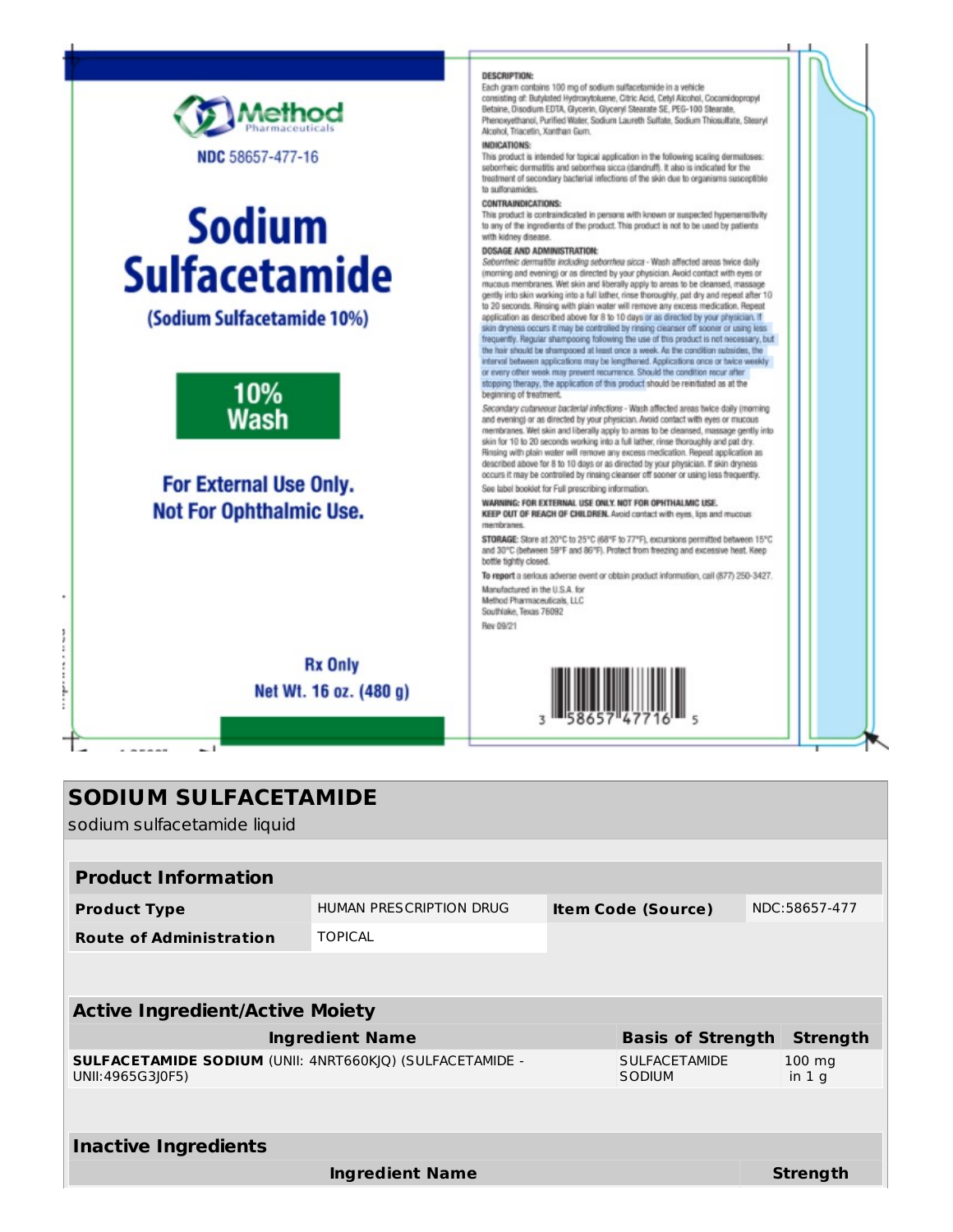Method Pharmaceuticals

NDC 58657-477-16

# Sodium Sulfacetamide

(Sodium Sulfacetamide 10%)

**10% Wash**

**For External Use Only. Not For Ophthalmic Use.**

**Rx Only**

**Net Wt. 16 oz. (480 g)**

**DESCRIPTION:**
Each gram contains 100 mg of sodium sulfacetamide in a vehicle consisting of: Butylated Hydroxytoluene, Citric Acid, Cetyl Alcohol, Cocamidopropyl Betaine, Disodium EDTA, Glycerin, Glyceryl Stearate SE, PEG-100 Stearate, Phenoxyethanol, Purified Water, Sodium Laureth Sulfate, Sodium Thiosulfate, Stearyl Alcohol, Triacetin, Xanthan Gum.

**INDICATIONS:**
This product is intended for topical application in the following scaling dermatoses: seborrheic dermatitis and seborrhea sicca (dandruff). It also is indicated for the treatment of secondary bacterial infections of the skin due to organisms susceptible to sulfonamides.

**CONTRAINDICATIONS:**
This product is contraindicated in persons with known or suspected hypersensitivity to any of the ingredients of the product. This product is not to be used by patients with kidney disease.

**DOSAGE AND ADMINISTRATION:**
*Seborrheic dermatitis including seborrhea sicca* - Wash affected areas twice daily (morning and evening) or as directed by your physician. Avoid contact with eyes or mucous membranes. Wet skin and liberally apply to areas to be cleansed, massage gently into skin working into a full lather, rinse thoroughly, pat dry and repeat after 10 to 20 seconds. Rinsing with plain water will remove any excess medication. Repeat application as described above for 8 to 10 days or as directed by your physician. If skin dryness occurs it may be controlled by rinsing cleanser off sooner or using less frequently. Regular shampooing following the use of this product is not necessary, but the hair should be shampooed at least once a week. As the condition subsides, the interval between applications may be lengthened. Applications once or twice weekly or every other week may prevent recurrence. Should the condition recur after stopping therapy, the application of this product should be reinitiated as at the beginning of treatment.

*Secondary cutaneous bacterial infections* - Wash affected areas twice daily (morning and evening) or as directed by your physician. Avoid contact with eyes or mucous membranes. Wet skin and liberally apply to areas to be cleansed, massage gently into skin for 10 to 20 seconds working into a full lather, rinse thoroughly and pat dry. Rinsing with plain water will remove any excess medication. Repeat application as described above for 8 to 10 days or as directed by your physician. If skin dryness occurs it may be controlled by rinsing cleanser off sooner or using less frequently.

See label booklet for Full prescribing information.

**WARNING: FOR EXTERNAL USE ONLY. NOT FOR OPHTHALMIC USE.**
**KEEP OUT OF REACH OF CHILDREN.** Avoid contact with eyes, lips and mucous membranes.

**STORAGE:** Store at 20°C to 25°C (68°F to 77°F), excursions permitted between 15°C and 30°C (between 59°F and 86°F). Protect from freezing and excessive heat. Keep bottle tightly closed.

**To report** a serious adverse event or obtain product information, call (877) 250-3427.

Manufactured in the U.S.A. for
Method Pharmaceuticals, LLC
Southlake, Texas 76092

Rev 09/21

3 58657 47716 5

## SODIUM SULFACETAMIDE

sodium sulfacetamide liquid

| **Product Information** | | | |
|---|---|---|---|
| **Product Type** | HUMAN PRESCRIPTION DRUG | **Item Code (Source)** | NDC:58657-477 |
| **Route of Administration** | TOPICAL | | |

| **Active Ingredient/Active Moiety** | | |
|---|---|---|
| **Ingredient Name** | **Basis of Strength** | **Strength** |
| **SULFACETAMIDE SODIUM** (UNII: 4NRT660KJQ) (SULFACETAMIDE - UNII:4965G3J0F5) | SULFACETAMIDE SODIUM | 100 mg in 1 g |

| **Inactive Ingredients** | |
|---|---|
| **Ingredient Name** | **Strength** |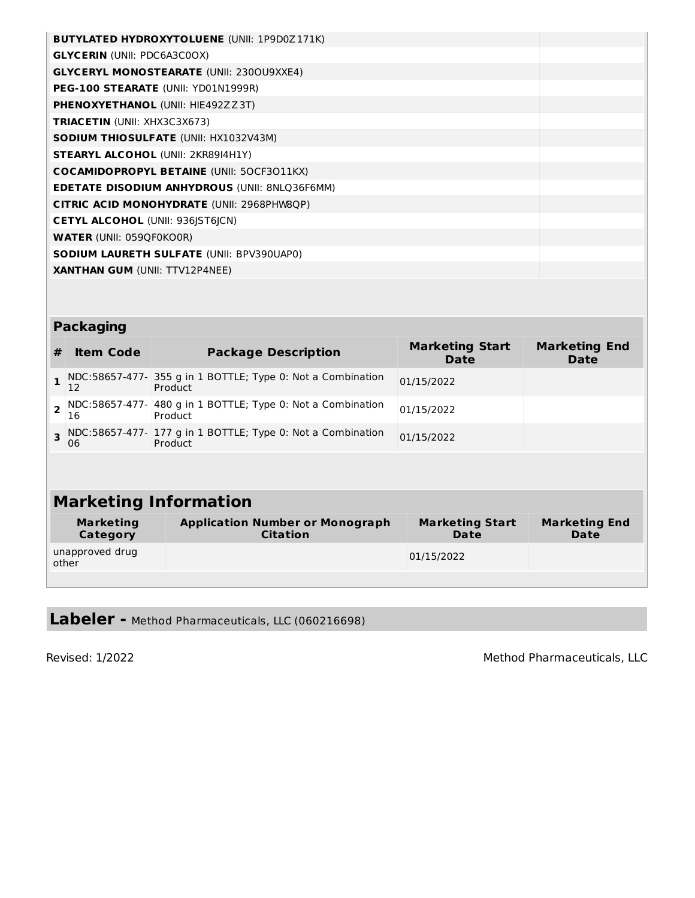| | |
|---|---|
| **BUTYLATED HYDROXYTOLUENE** (UNII: 1P9D0Z171K) | |
| **GLYCERIN** (UNII: PDC6A3C0OX) | |
| **GLYCERYL MONOSTEARATE** (UNII: 230OU9XXE4) | |
| **PEG-100 STEARATE** (UNII: YD01N1999R) | |
| **PHENOXYETHANOL** (UNII: HIE492ZZ3T) | |
| **TRIACETIN** (UNII: XHX3C3X673) | |
| **SODIUM THIOSULFATE** (UNII: HX1032V43M) | |
| **STEARYL ALCOHOL** (UNII: 2KR89I4H1Y) | |
| **COCAMIDOPROPYL BETAINE** (UNII: 5OCF3O11KX) | |
| **EDETATE DISODIUM ANHYDROUS** (UNII: 8NLQ36F6MM) | |
| **CITRIC ACID MONOHYDRATE** (UNII: 2968PHW8QP) | |
| **CETYL ALCOHOL** (UNII: 936JST6JCN) | |
| **WATER** (UNII: 059QF0KO0R) | |
| **SODIUM LAURETH SULFATE** (UNII: BPV390UAP0) | |
| **XANTHAN GUM** (UNII: TTV12P4NEE) | |

## Packaging

| # | Item Code | Package Description | Marketing Start Date | Marketing End Date |
|---|---|---|---|---|
| 1 | NDC:58657-477-12 | 355 g in 1 BOTTLE; Type 0: Not a Combination Product | 01/15/2022 | |
| 2 | NDC:58657-477-16 | 480 g in 1 BOTTLE; Type 0: Not a Combination Product | 01/15/2022 | |
| 3 | NDC:58657-477-06 | 177 g in 1 BOTTLE; Type 0: Not a Combination Product | 01/15/2022 | |

## Marketing Information

| Marketing Category | Application Number or Monograph Citation | Marketing Start Date | Marketing End Date |
|---|---|---|---|
| unapproved drug other | | 01/15/2022 | |

## Labeler - Method Pharmaceuticals, LLC (060216698)

Revised: 1/2022

Method Pharmaceuticals, LLC